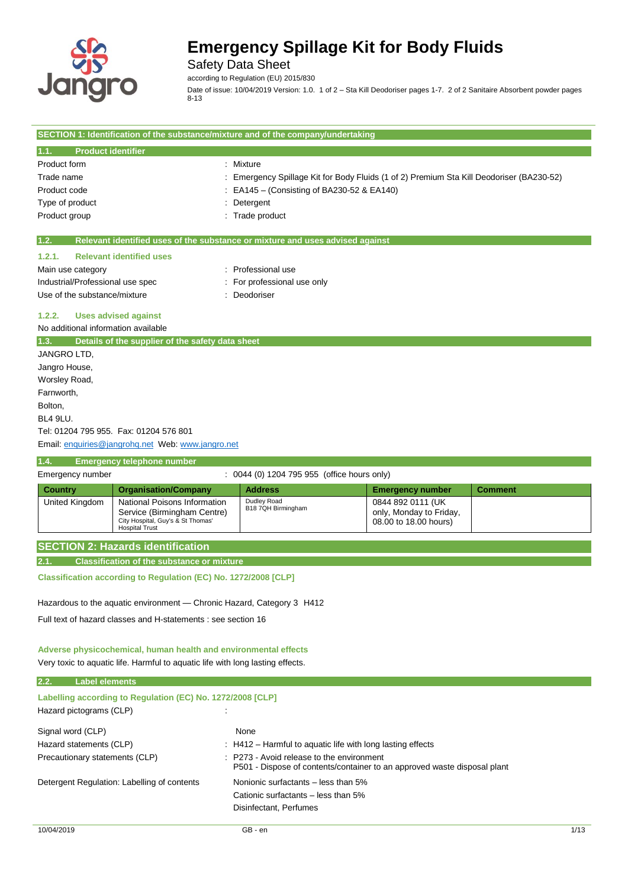# Emergency Spillage Kit for Body Fluids

Safety Data Sheet

according to Regulation (EU) 2015/830

Date of issue: 10/04/2019 Version: 1.0. 1 of 2 – Sta Kill Deodoriser pages 1-7. 2 of 2 Sanitaire Absorbent powder pages 8-13

## SECTION 1: Identification of the substance/mixture and of the company/undertaking

### 1.1. Product identifier

| | |
|---|---|
| Product form | : Mixture |
| Trade name | : Emergency Spillage Kit for Body Fluids (1 of 2) Premium Sta Kill Deodoriser (BA230-52) |
| Product code | : EA145 – (Consisting of BA230-52 & EA140) |
| Type of product | : Detergent |
| Product group | : Trade product |

### 1.2. Relevant identified uses of the substance or mixture and uses advised against

#### 1.2.1. Relevant identified uses

| | |
|---|---|
| Main use category | : Professional use |
| Industrial/Professional use spec | : For professional use only |
| Use of the substance/mixture | : Deodoriser |

#### 1.2.2. Uses advised against

No additional information available

### 1.3. Details of the supplier of the safety data sheet

JANGRO LTD,
Jangro House,
Worsley Road,
Farnworth,
Bolton,
BL4 9LU.
Tel: 01204 795 955. Fax: 01204 576 801
Email: enquiries@jangrohq.net Web: www.jangro.net

### 1.4. Emergency telephone number

Emergency number : 0044 (0) 1204 795 955 (office hours only)

| Country | Organisation/Company | Address | Emergency number | Comment |
|---|---|---|---|---|
| United Kingdom | National Poisons Information Service (Birmingham Centre) City Hospital, Guy's & St Thomas' Hospital Trust | Dudley Road B18 7QH Birmingham | 0844 892 0111 (UK only, Monday to Friday, 08.00 to 18.00 hours) | |

## SECTION 2: Hazards identification

### 2.1. Classification of the substance or mixture

**Classification according to Regulation (EC) No. 1272/2008 [CLP]**

Hazardous to the aquatic environment — Chronic Hazard, Category 3 H412

Full text of hazard classes and H-statements : see section 16

**Adverse physicochemical, human health and environmental effects**

Very toxic to aquatic life. Harmful to aquatic life with long lasting effects.

### 2.2. Label elements

**Labelling according to Regulation (EC) No. 1272/2008 [CLP]**

| | |
|---|---|
| Hazard pictograms (CLP) | : |
| Signal word (CLP) | None |
| Hazard statements (CLP) | : H412 – Harmful to aquatic life with long lasting effects |
| Precautionary statements (CLP) | : P273 - Avoid release to the environment<br>P501 - Dispose of contents/container to an approved waste disposal plant |
| Detergent Regulation: Labelling of contents | Nonionic surfactants – less than 5%<br>Cationic surfactants – less than 5%<br>Disinfectant, Perfumes |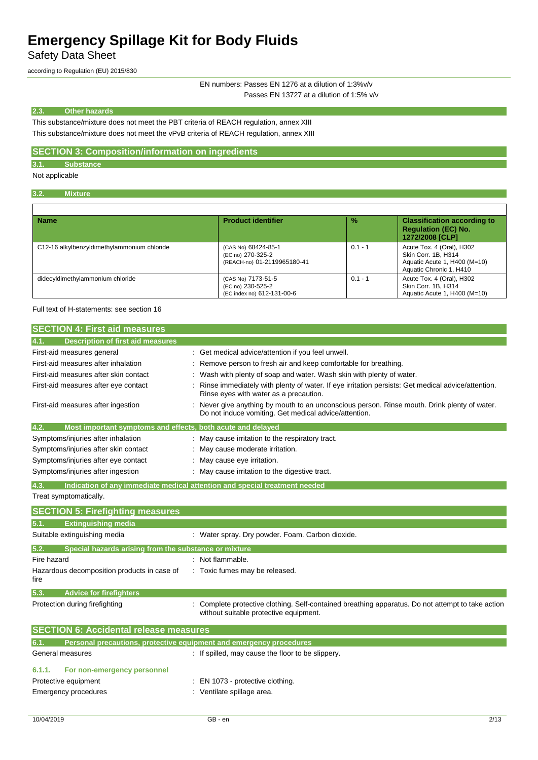EN numbers: Passes EN 1276 at a dilution of 1:3%v/v
Passes EN 13727 at a dilution of 1:5% v/v

### 2.3. Other hazards

This substance/mixture does not meet the PBT criteria of REACH regulation, annex XIII
This substance/mixture does not meet the vPvB criteria of REACH regulation, annex XIII

## SECTION 3: Composition/information on ingredients

### 3.1. Substance

Not applicable

### 3.2. Mixture

| Name | Product identifier | % | Classification according to Regulation (EC) No. 1272/2008 [CLP] |
|---|---|---|---|
| C12-16 alkylbenzyldimethylammonium chloride | (CAS No) 68424-85-1<br>(EC no) 270-325-2<br>(REACH-no) 01-2119965180-41 | 0.1 - 1 | Acute Tox. 4 (Oral), H302<br>Skin Corr. 1B, H314<br>Aquatic Acute 1, H400 (M=10)<br>Aquatic Chronic 1, H410 |
| didecyldimethylammonium chloride | (CAS No) 7173-51-5<br>(EC no) 230-525-2<br>(EC index no) 612-131-00-6 | 0.1 - 1 | Acute Tox. 4 (Oral), H302<br>Skin Corr. 1B, H314<br>Aquatic Acute 1, H400 (M=10) |

Full text of H-statements: see section 16

## SECTION 4: First aid measures

### 4.1. Description of first aid measures

First-aid measures general : Get medical advice/attention if you feel unwell.

First-aid measures after inhalation : Remove person to fresh air and keep comfortable for breathing.

First-aid measures after skin contact : Wash with plenty of soap and water. Wash skin with plenty of water.

First-aid measures after eye contact : Rinse immediately with plenty of water. If eye irritation persists: Get medical advice/attention. Rinse eyes with water as a precaution.

First-aid measures after ingestion : Never give anything by mouth to an unconscious person. Rinse mouth. Drink plenty of water. Do not induce vomiting. Get medical advice/attention.

### 4.2. Most important symptoms and effects, both acute and delayed

Symptoms/injuries after inhalation : May cause irritation to the respiratory tract.

Symptoms/injuries after skin contact : May cause moderate irritation.

Symptoms/injuries after eye contact : May cause eye irritation.

Symptoms/injuries after ingestion : May cause irritation to the digestive tract.

### 4.3. Indication of any immediate medical attention and special treatment needed

Treat symptomatically.

## SECTION 5: Firefighting measures

### 5.1. Extinguishing media

Suitable extinguishing media : Water spray. Dry powder. Foam. Carbon dioxide.

### 5.2. Special hazards arising from the substance or mixture

Fire hazard : Not flammable.

Hazardous decomposition products in case of fire : Toxic fumes may be released.

### 5.3. Advice for firefighters

Protection during firefighting : Complete protective clothing. Self-contained breathing apparatus. Do not attempt to take action without suitable protective equipment.

## SECTION 6: Accidental release measures

### 6.1. Personal precautions, protective equipment and emergency procedures

General measures : If spilled, may cause the floor to be slippery.

#### 6.1.1. For non-emergency personnel

Protective equipment : EN 1073 - protective clothing.

Emergency procedures : Ventilate spillage area.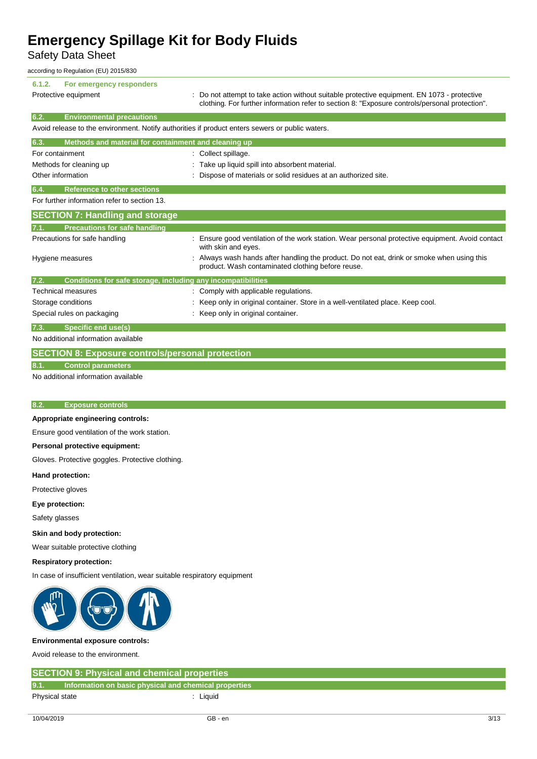### 6.1.2. For emergency responders

| | |
|---|---|
| Protective equipment | : Do not attempt to take action without suitable protective equipment. EN 1073 - protective clothing. For further information refer to section 8: "Exposure controls/personal protection". |

### 6.2. Environmental precautions

Avoid release to the environment. Notify authorities if product enters sewers or public waters.

### 6.3. Methods and material for containment and cleaning up

| | |
|---|---|
| For containment | : Collect spillage. |
| Methods for cleaning up | : Take up liquid spill into absorbent material. |
| Other information | : Dispose of materials or solid residues at an authorized site. |

### 6.4. Reference to other sections

For further information refer to section 13.

## SECTION 7: Handling and storage

### 7.1. Precautions for safe handling

| | |
|---|---|
| Precautions for safe handling | : Ensure good ventilation of the work station. Wear personal protective equipment. Avoid contact with skin and eyes. |
| Hygiene measures | : Always wash hands after handling the product. Do not eat, drink or smoke when using this product. Wash contaminated clothing before reuse. |

### 7.2. Conditions for safe storage, including any incompatibilities

| | |
|---|---|
| Technical measures | : Comply with applicable regulations. |
| Storage conditions | : Keep only in original container. Store in a well-ventilated place. Keep cool. |
| Special rules on packaging | : Keep only in original container. |

### 7.3. Specific end use(s)

No additional information available

## SECTION 8: Exposure controls/personal protection

### 8.1. Control parameters

No additional information available

### 8.2. Exposure controls

**Appropriate engineering controls:**

Ensure good ventilation of the work station.

**Personal protective equipment:**

Gloves. Protective goggles. Protective clothing.

**Hand protection:**

Protective gloves

**Eye protection:**

Safety glasses

**Skin and body protection:**

Wear suitable protective clothing

**Respiratory protection:**

In case of insufficient ventilation, wear suitable respiratory equipment

**Environmental exposure controls:**

Avoid release to the environment.

## SECTION 9: Physical and chemical properties

### 9.1. Information on basic physical and chemical properties

| | |
|---|---|
| Physical state | : Liquid |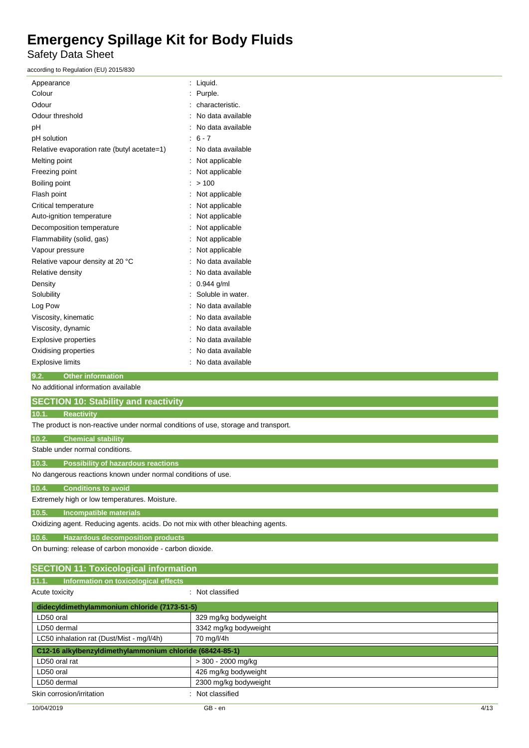| | |
|---|---|
| Appearance | : Liquid. |
| Colour | : Purple. |
| Odour | : characteristic. |
| Odour threshold | : No data available |
| pH | : No data available |
| pH solution | : 6 - 7 |
| Relative evaporation rate (butyl acetate=1) | : No data available |
| Melting point | : Not applicable |
| Freezing point | : Not applicable |
| Boiling point | : > 100 |
| Flash point | : Not applicable |
| Critical temperature | : Not applicable |
| Auto-ignition temperature | : Not applicable |
| Decomposition temperature | : Not applicable |
| Flammability (solid, gas) | : Not applicable |
| Vapour pressure | : Not applicable |
| Relative vapour density at 20 °C | : No data available |
| Relative density | : No data available |
| Density | : 0.944 g/ml |
| Solubility | : Soluble in water. |
| Log Pow | : No data available |
| Viscosity, kinematic | : No data available |
| Viscosity, dynamic | : No data available |
| Explosive properties | : No data available |
| Oxidising properties | : No data available |
| Explosive limits | : No data available |

### 9.2. Other information

No additional information available

## SECTION 10: Stability and reactivity

### 10.1. Reactivity

The product is non-reactive under normal conditions of use, storage and transport.

### 10.2. Chemical stability

Stable under normal conditions.

### 10.3. Possibility of hazardous reactions

No dangerous reactions known under normal conditions of use.

### 10.4. Conditions to avoid

Extremely high or low temperatures. Moisture.

### 10.5. Incompatible materials

Oxidizing agent. Reducing agents. acids. Do not mix with other bleaching agents.

### 10.6. Hazardous decomposition products

On burning: release of carbon monoxide - carbon dioxide.

## SECTION 11: Toxicological information

### 11.1. Information on toxicological effects

Acute toxicity : Not classified

| didecyldimethylammonium chloride (7173-51-5) | |
|---|---|
| LD50 oral | 329 mg/kg bodyweight |
| LD50 dermal | 3342 mg/kg bodyweight |
| LC50 inhalation rat (Dust/Mist - mg/l/4h) | 70 mg/l/4h |
| **C12-16 alkylbenzyldimethylammonium chloride (68424-85-1)** | |
| LD50 oral rat | > 300 - 2000 mg/kg |
| LD50 oral | 426 mg/kg bodyweight |
| LD50 dermal | 2300 mg/kg bodyweight |

Skin corrosion/irritation : Not classified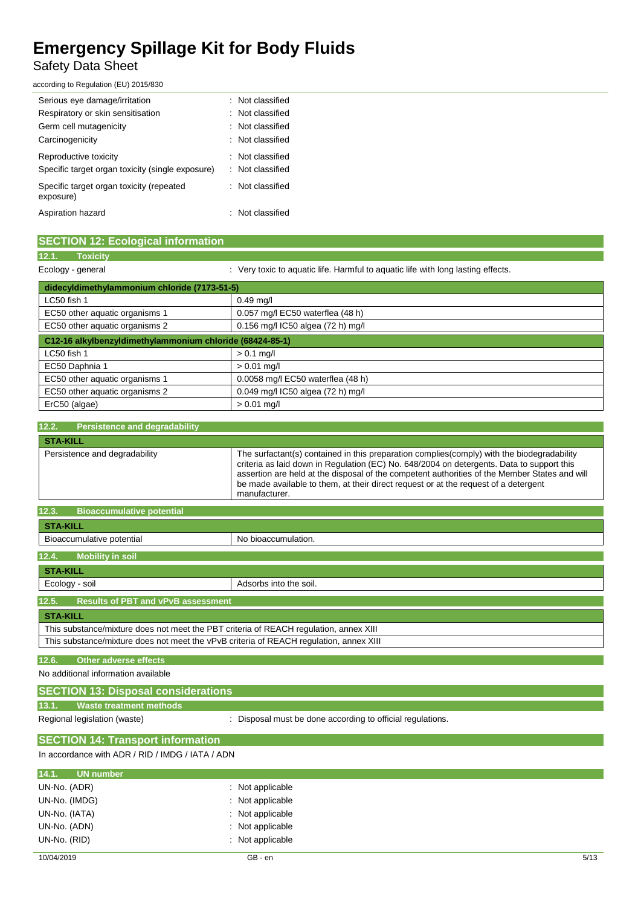| | |
|---|---|
| Serious eye damage/irritation | : Not classified |
| Respiratory or skin sensitisation | : Not classified |
| Germ cell mutagenicity | : Not classified |
| Carcinogenicity | : Not classified |
| Reproductive toxicity | : Not classified |
| Specific target organ toxicity (single exposure) | : Not classified |
| Specific target organ toxicity (repeated exposure) | : Not classified |
| Aspiration hazard | : Not classified |

## SECTION 12: Ecological information

### 12.1. Toxicity

Ecology - general : Very toxic to aquatic life. Harmful to aquatic life with long lasting effects.

| didecyldimethylammonium chloride (7173-51-5) | |
|---|---|
| LC50 fish 1 | 0.49 mg/l |
| EC50 other aquatic organisms 1 | 0.057 mg/l EC50 waterflea (48 h) |
| EC50 other aquatic organisms 2 | 0.156 mg/l IC50 algea (72 h) mg/l |

| C12-16 alkylbenzyldimethylammonium chloride (68424-85-1) | |
|---|---|
| LC50 fish 1 | > 0.1 mg/l |
| EC50 Daphnia 1 | > 0.01 mg/l |
| EC50 other aquatic organisms 1 | 0.0058 mg/l EC50 waterflea (48 h) |
| EC50 other aquatic organisms 2 | 0.049 mg/l IC50 algea (72 h) mg/l |
| ErC50 (algae) | > 0.01 mg/l |

### 12.2. Persistence and degradability

| STA-KILL | |
|---|---|
| Persistence and degradability | The surfactant(s) contained in this preparation complies(comply) with the biodegradability criteria as laid down in Regulation (EC) No. 648/2004 on detergents. Data to support this assertion are held at the disposal of the competent authorities of the Member States and will be made available to them, at their direct request or at the request of a detergent manufacturer. |

### 12.3. Bioaccumulative potential

| STA-KILL | |
|---|---|
| Bioaccumulative potential | No bioaccumulation. |

### 12.4. Mobility in soil

| STA-KILL | |
|---|---|
| Ecology - soil | Adsorbs into the soil. |

### 12.5. Results of PBT and vPvB assessment

| STA-KILL |
|---|
| This substance/mixture does not meet the PBT criteria of REACH regulation, annex XIII |
| This substance/mixture does not meet the vPvB criteria of REACH regulation, annex XIII |

### 12.6. Other adverse effects

No additional information available

## SECTION 13: Disposal considerations

### 13.1. Waste treatment methods

Regional legislation (waste) : Disposal must be done according to official regulations.

## SECTION 14: Transport information

In accordance with ADR / RID / IMDG / IATA / ADN

### 14.1. UN number

| | |
|---|---|
| UN-No. (ADR) | : Not applicable |
| UN-No. (IMDG) | : Not applicable |
| UN-No. (IATA) | : Not applicable |
| UN-No. (ADN) | : Not applicable |
| UN-No. (RID) | : Not applicable |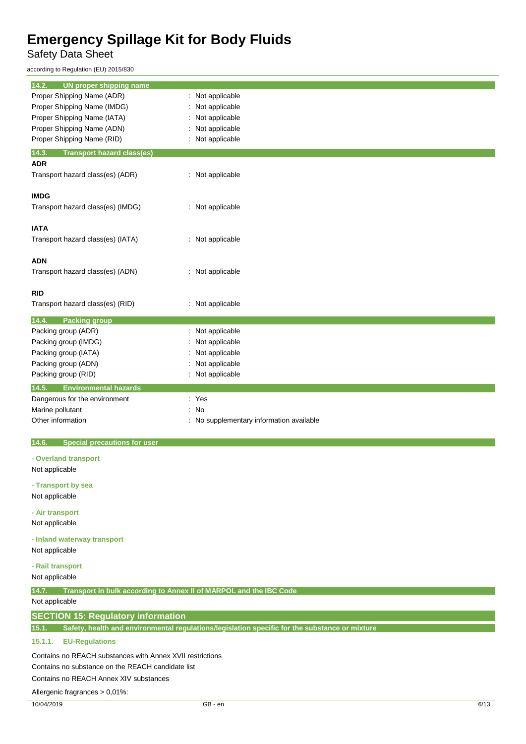### 14.2. UN proper shipping name

| | |
|---|---|
| Proper Shipping Name (ADR) | : Not applicable |
| Proper Shipping Name (IMDG) | : Not applicable |
| Proper Shipping Name (IATA) | : Not applicable |
| Proper Shipping Name (ADN) | : Not applicable |
| Proper Shipping Name (RID) | : Not applicable |

### 14.3. Transport hazard class(es)

**ADR**

Transport hazard class(es) (ADR) : Not applicable

**IMDG**

Transport hazard class(es) (IMDG) : Not applicable

**IATA**

Transport hazard class(es) (IATA) : Not applicable

**ADN**

Transport hazard class(es) (ADN) : Not applicable

**RID**

Transport hazard class(es) (RID) : Not applicable

### 14.4. Packing group

| | |
|---|---|
| Packing group (ADR) | : Not applicable |
| Packing group (IMDG) | : Not applicable |
| Packing group (IATA) | : Not applicable |
| Packing group (ADN) | : Not applicable |
| Packing group (RID) | : Not applicable |

### 14.5. Environmental hazards

| | |
|---|---|
| Dangerous for the environment | : Yes |
| Marine pollutant | : No |
| Other information | : No supplementary information available |

### 14.6. Special precautions for user

**- Overland transport**

Not applicable

**- Transport by sea**

Not applicable

**- Air transport**

Not applicable

**- Inland waterway transport**

Not applicable

**- Rail transport**

Not applicable

### 14.7. Transport in bulk according to Annex II of MARPOL and the IBC Code

Not applicable

## SECTION 15: Regulatory information

### 15.1. Safety, health and environmental regulations/legislation specific for the substance or mixture

#### 15.1.1. EU-Regulations

Contains no REACH substances with Annex XVII restrictions

Contains no substance on the REACH candidate list

Contains no REACH Annex XIV substances

Allergenic fragrances > 0,01%: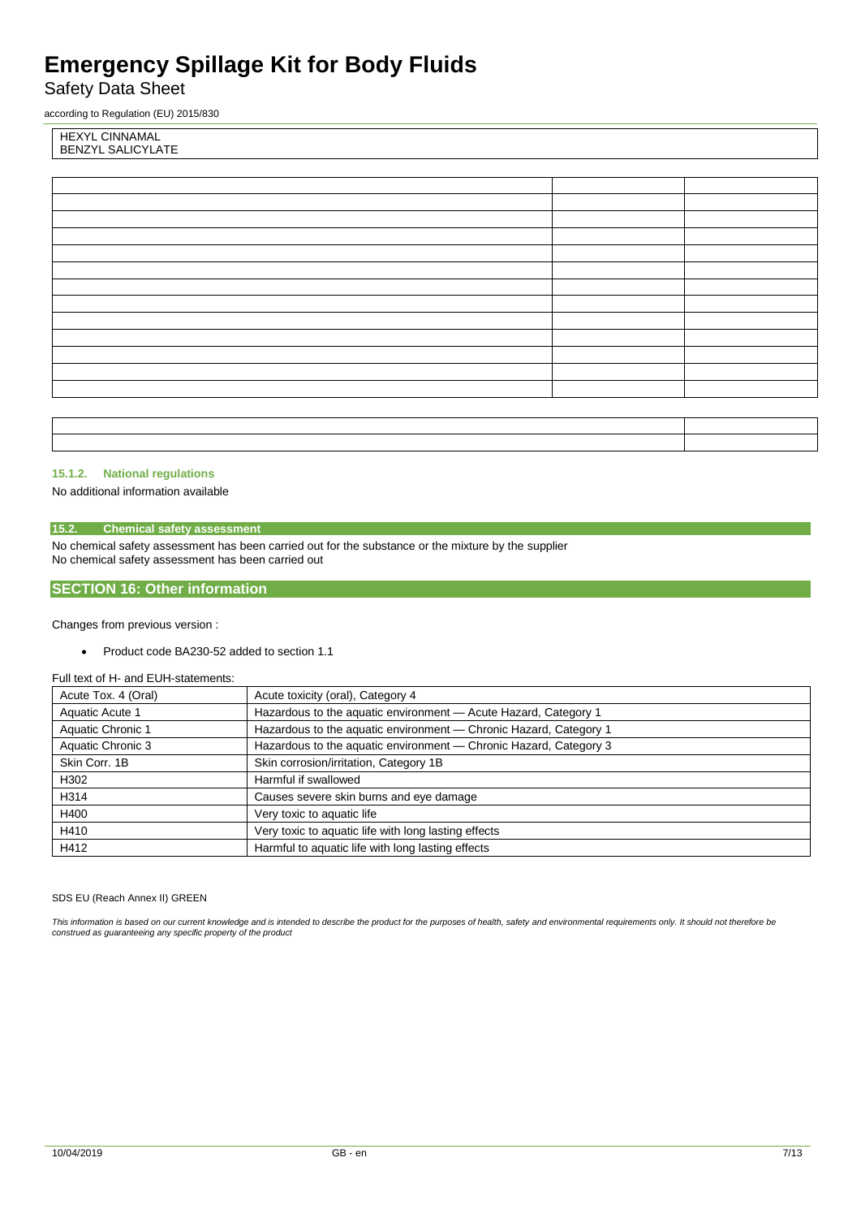| HEXYL CINNAMAL |
|---|
| BENZYL SALICYLATE |

#### 15.1.2. National regulations

No additional information available

### 15.2. Chemical safety assessment

No chemical safety assessment has been carried out for the substance or the mixture by the supplier
No chemical safety assessment has been carried out

## SECTION 16: Other information

Changes from previous version :

- Product code BA230-52 added to section 1.1

Full text of H- and EUH-statements:

| | |
|---|---|
| Acute Tox. 4 (Oral) | Acute toxicity (oral), Category 4 |
| Aquatic Acute 1 | Hazardous to the aquatic environment — Acute Hazard, Category 1 |
| Aquatic Chronic 1 | Hazardous to the aquatic environment — Chronic Hazard, Category 1 |
| Aquatic Chronic 3 | Hazardous to the aquatic environment — Chronic Hazard, Category 3 |
| Skin Corr. 1B | Skin corrosion/irritation, Category 1B |
| H302 | Harmful if swallowed |
| H314 | Causes severe skin burns and eye damage |
| H400 | Very toxic to aquatic life |
| H410 | Very toxic to aquatic life with long lasting effects |
| H412 | Harmful to aquatic life with long lasting effects |

SDS EU (Reach Annex II) GREEN

*This information is based on our current knowledge and is intended to describe the product for the purposes of health, safety and environmental requirements only. It should not therefore be construed as guaranteeing any specific property of the product*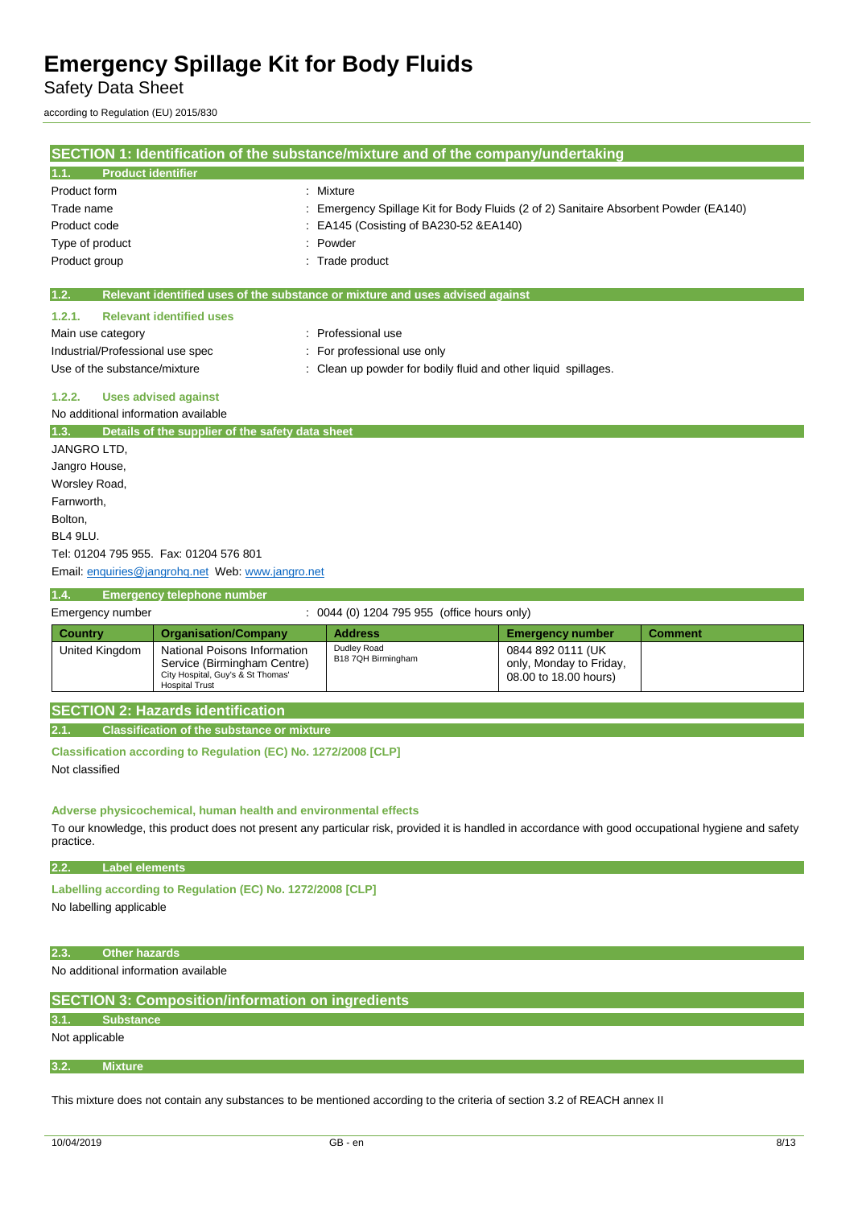# Emergency Spillage Kit for Body Fluids

Safety Data Sheet

according to Regulation (EU) 2015/830

## SECTION 1: Identification of the substance/mixture and of the company/undertaking

### 1.1. Product identifier

| | |
|---|---|
| Product form | : Mixture |
| Trade name | : Emergency Spillage Kit for Body Fluids (2 of 2) Sanitaire Absorbent Powder (EA140) |
| Product code | : EA145 (Cosisting of BA230-52 &EA140) |
| Type of product | : Powder |
| Product group | : Trade product |

### 1.2. Relevant identified uses of the substance or mixture and uses advised against

#### 1.2.1. Relevant identified uses

| | |
|---|---|
| Main use category | : Professional use |
| Industrial/Professional use spec | : For professional use only |
| Use of the substance/mixture | : Clean up powder for bodily fluid and other liquid spillages. |

#### 1.2.2. Uses advised against

No additional information available

### 1.3. Details of the supplier of the safety data sheet

JANGRO LTD,
Jangro House,
Worsley Road,
Farnworth,
Bolton,
BL4 9LU.
Tel: 01204 795 955. Fax: 01204 576 801
Email: enquiries@jangrohq.net Web: www.jangro.net

### 1.4. Emergency telephone number

Emergency number : 0044 (0) 1204 795 955 (office hours only)

| Country | Organisation/Company | Address | Emergency number | Comment |
|---|---|---|---|---|
| United Kingdom | National Poisons Information Service (Birmingham Centre) City Hospital, Guy's & St Thomas' Hospital Trust | Dudley Road B18 7QH Birmingham | 0844 892 0111 (UK only, Monday to Friday, 08.00 to 18.00 hours) | |

## SECTION 2: Hazards identification

### 2.1. Classification of the substance or mixture

**Classification according to Regulation (EC) No. 1272/2008 [CLP]**

Not classified

**Adverse physicochemical, human health and environmental effects**

To our knowledge, this product does not present any particular risk, provided it is handled in accordance with good occupational hygiene and safety practice.

### 2.2. Label elements

**Labelling according to Regulation (EC) No. 1272/2008 [CLP]**

No labelling applicable

### 2.3. Other hazards

No additional information available

## SECTION 3: Composition/information on ingredients

### 3.1. Substance

Not applicable

### 3.2. Mixture

This mixture does not contain any substances to be mentioned according to the criteria of section 3.2 of REACH annex II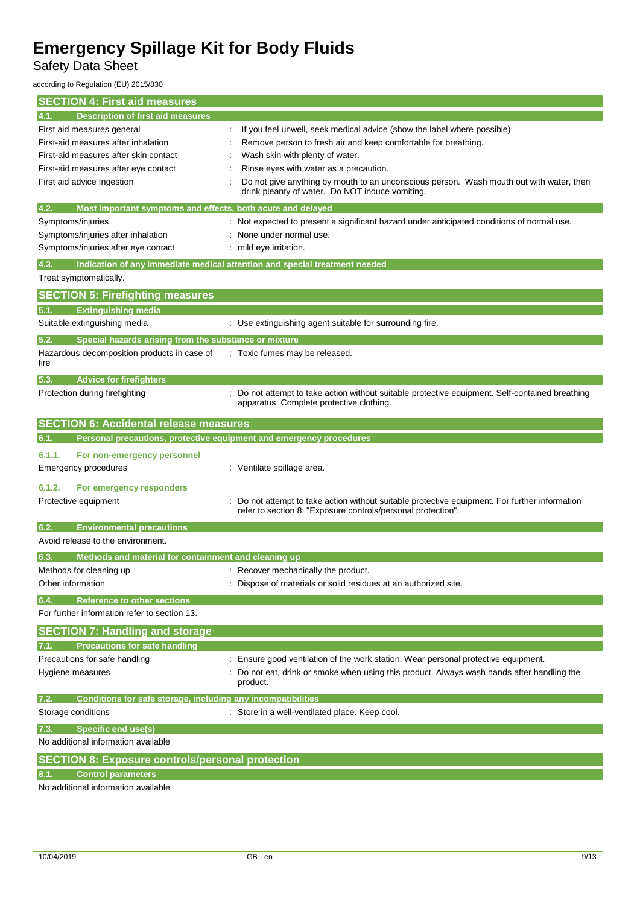## SECTION 4: First aid measures

### 4.1. Description of first aid measures

| | |
|---|---|
| First aid measures general | : If you feel unwell, seek medical advice (show the label where possible) |
| First-aid measures after inhalation | : Remove person to fresh air and keep comfortable for breathing. |
| First-aid measures after skin contact | : Wash skin with plenty of water. |
| First-aid measures after eye contact | : Rinse eyes with water as a precaution. |
| First aid advice Ingestion | : Do not give anything by mouth to an unconscious person. Wash mouth out with water, then drink pleanty of water. Do NOT induce vomiting. |

### 4.2. Most important symptoms and effects, both acute and delayed

| | |
|---|---|
| Symptoms/injuries | : Not expected to present a significant hazard under anticipated conditions of normal use. |
| Symptoms/injuries after inhalation | : None under normal use. |
| Symptoms/injuries after eye contact | : mild eye irritation. |

### 4.3. Indication of any immediate medical attention and special treatment needed

Treat symptomatically.

## SECTION 5: Firefighting measures

### 5.1. Extinguishing media

| | |
|---|---|
| Suitable extinguishing media | : Use extinguishing agent suitable for surrounding fire. |

### 5.2. Special hazards arising from the substance or mixture

| | |
|---|---|
| Hazardous decomposition products in case of fire | : Toxic fumes may be released. |

### 5.3. Advice for firefighters

| | |
|---|---|
| Protection during firefighting | : Do not attempt to take action without suitable protective equipment. Self-contained breathing apparatus. Complete protective clothing. |

## SECTION 6: Accidental release measures

### 6.1. Personal precautions, protective equipment and emergency procedures

#### 6.1.1. For non-emergency personnel

| | |
|---|---|
| Emergency procedures | : Ventilate spillage area. |

#### 6.1.2. For emergency responders

| | |
|---|---|
| Protective equipment | : Do not attempt to take action without suitable protective equipment. For further information refer to section 8: "Exposure controls/personal protection". |

### 6.2. Environmental precautions

Avoid release to the environment.

### 6.3. Methods and material for containment and cleaning up

| | |
|---|---|
| Methods for cleaning up | : Recover mechanically the product. |
| Other information | : Dispose of materials or solid residues at an authorized site. |

### 6.4. Reference to other sections

For further information refer to section 13.

## SECTION 7: Handling and storage

### 7.1. Precautions for safe handling

| | |
|---|---|
| Precautions for safe handling | : Ensure good ventilation of the work station. Wear personal protective equipment. |
| Hygiene measures | : Do not eat, drink or smoke when using this product. Always wash hands after handling the product. |

### 7.2. Conditions for safe storage, including any incompatibilities

| | |
|---|---|
| Storage conditions | : Store in a well-ventilated place. Keep cool. |

### 7.3. Specific end use(s)

No additional information available

## SECTION 8: Exposure controls/personal protection

### 8.1. Control parameters

No additional information available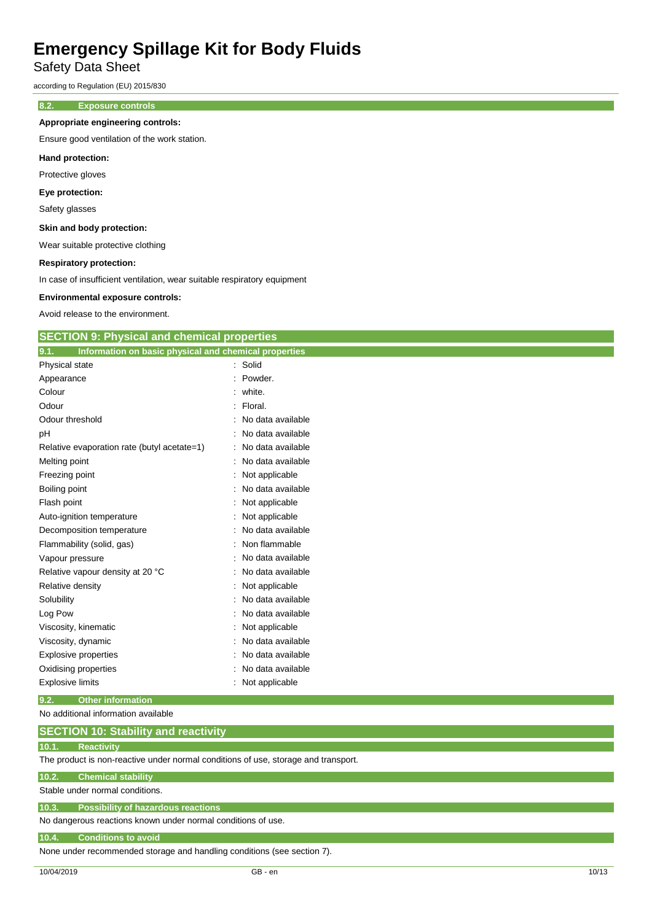### 8.2. Exposure controls

**Appropriate engineering controls:**

Ensure good ventilation of the work station.

**Hand protection:**

Protective gloves

**Eye protection:**

Safety glasses

**Skin and body protection:**

Wear suitable protective clothing

**Respiratory protection:**

In case of insufficient ventilation, wear suitable respiratory equipment

**Environmental exposure controls:**

Avoid release to the environment.

## SECTION 9: Physical and chemical properties

### 9.1. Information on basic physical and chemical properties

| Property | Value |
|---|---|
| Physical state | Solid |
| Appearance | Powder. |
| Colour | white. |
| Odour | Floral. |
| Odour threshold | No data available |
| pH | No data available |
| Relative evaporation rate (butyl acetate=1) | No data available |
| Melting point | No data available |
| Freezing point | Not applicable |
| Boiling point | No data available |
| Flash point | Not applicable |
| Auto-ignition temperature | Not applicable |
| Decomposition temperature | No data available |
| Flammability (solid, gas) | Non flammable |
| Vapour pressure | No data available |
| Relative vapour density at 20 °C | No data available |
| Relative density | Not applicable |
| Solubility | No data available |
| Log Pow | No data available |
| Viscosity, kinematic | Not applicable |
| Viscosity, dynamic | No data available |
| Explosive properties | No data available |
| Oxidising properties | No data available |
| Explosive limits | Not applicable |

### 9.2. Other information

No additional information available

## SECTION 10: Stability and reactivity

### 10.1. Reactivity

The product is non-reactive under normal conditions of use, storage and transport.

### 10.2. Chemical stability

Stable under normal conditions.

### 10.3. Possibility of hazardous reactions

No dangerous reactions known under normal conditions of use.

### 10.4. Conditions to avoid

None under recommended storage and handling conditions (see section 7).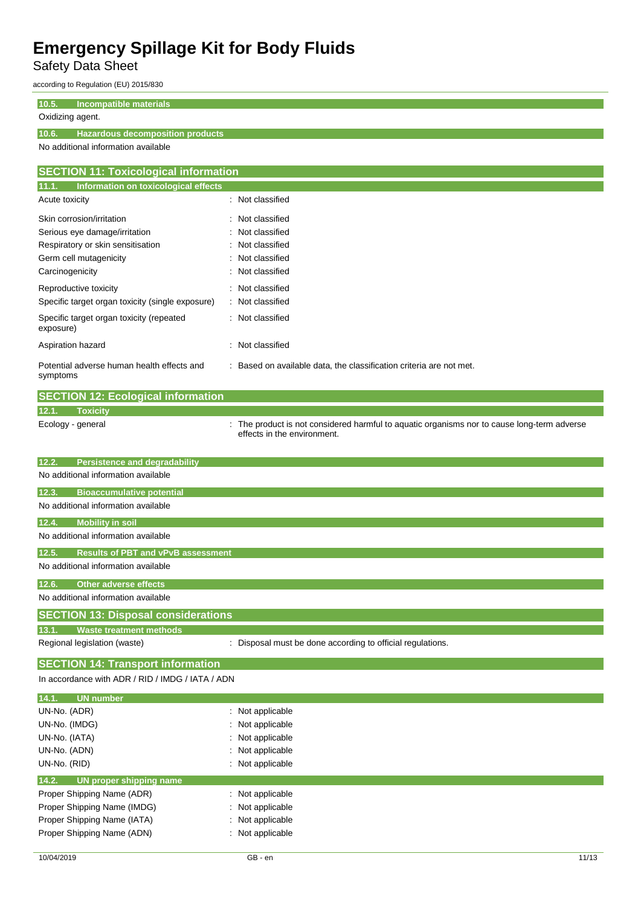### 10.5. Incompatible materials

Oxidizing agent.

### 10.6. Hazardous decomposition products

No additional information available

## SECTION 11: Toxicological information

### 11.1. Information on toxicological effects

| | |
|---|---|
| Acute toxicity | : Not classified |
| Skin corrosion/irritation | : Not classified |
| Serious eye damage/irritation | : Not classified |
| Respiratory or skin sensitisation | : Not classified |
| Germ cell mutagenicity | : Not classified |
| Carcinogenicity | : Not classified |
| Reproductive toxicity | : Not classified |
| Specific target organ toxicity (single exposure) | : Not classified |
| Specific target organ toxicity (repeated exposure) | : Not classified |
| Aspiration hazard | : Not classified |
| Potential adverse human health effects and symptoms | : Based on available data, the classification criteria are not met. |

## SECTION 12: Ecological information

### 12.1. Toxicity

| | |
|---|---|
| Ecology - general | : The product is not considered harmful to aquatic organisms nor to cause long-term adverse effects in the environment. |

### 12.2. Persistence and degradability

No additional information available

### 12.3. Bioaccumulative potential

No additional information available

### 12.4. Mobility in soil

No additional information available

### 12.5. Results of PBT and vPvB assessment

No additional information available

### 12.6. Other adverse effects

No additional information available

## SECTION 13: Disposal considerations

### 13.1. Waste treatment methods

| | |
|---|---|
| Regional legislation (waste) | : Disposal must be done according to official regulations. |

## SECTION 14: Transport information

In accordance with ADR / RID / IMDG / IATA / ADN

### 14.1. UN number

| | |
|---|---|
| UN-No. (ADR) | : Not applicable |
| UN-No. (IMDG) | : Not applicable |
| UN-No. (IATA) | : Not applicable |
| UN-No. (ADN) | : Not applicable |
| UN-No. (RID) | : Not applicable |

### 14.2. UN proper shipping name

| | |
|---|---|
| Proper Shipping Name (ADR) | : Not applicable |
| Proper Shipping Name (IMDG) | : Not applicable |
| Proper Shipping Name (IATA) | : Not applicable |
| Proper Shipping Name (ADN) | : Not applicable |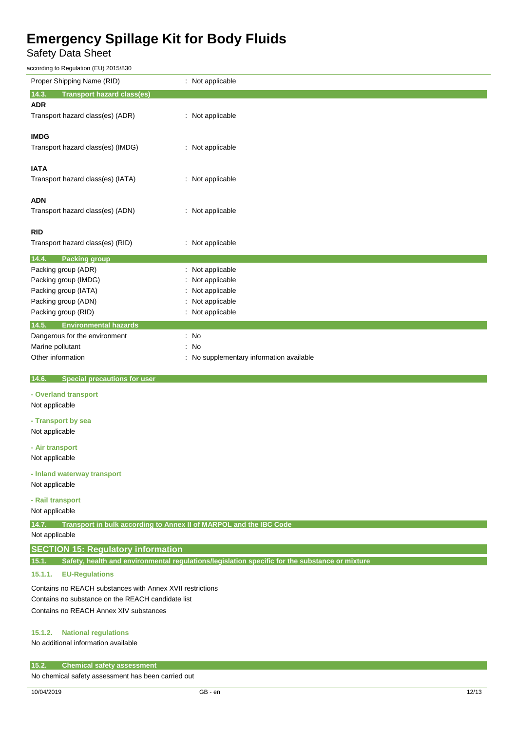Proper Shipping Name (RID) : Not applicable

### 14.3. Transport hazard class(es)

**ADR**

Transport hazard class(es) (ADR) : Not applicable

**IMDG**

Transport hazard class(es) (IMDG) : Not applicable

**IATA**

Transport hazard class(es) (IATA) : Not applicable

**ADN**

Transport hazard class(es) (ADN) : Not applicable

**RID**

Transport hazard class(es) (RID) : Not applicable

### 14.4. Packing group

Packing group (ADR) : Not applicable
Packing group (IMDG) : Not applicable
Packing group (IATA) : Not applicable
Packing group (ADN) : Not applicable
Packing group (RID) : Not applicable

### 14.5. Environmental hazards

Dangerous for the environment : No
Marine pollutant : No
Other information : No supplementary information available

### 14.6. Special precautions for user

**- Overland transport**

Not applicable

**- Transport by sea**

Not applicable

**- Air transport**

Not applicable

**- Inland waterway transport**

Not applicable

**- Rail transport**

Not applicable

### 14.7. Transport in bulk according to Annex II of MARPOL and the IBC Code

Not applicable

## SECTION 15: Regulatory information

### 15.1. Safety, health and environmental regulations/legislation specific for the substance or mixture

#### 15.1.1. EU-Regulations

Contains no REACH substances with Annex XVII restrictions
Contains no substance on the REACH candidate list
Contains no REACH Annex XIV substances

#### 15.1.2. National regulations

No additional information available

### 15.2. Chemical safety assessment

No chemical safety assessment has been carried out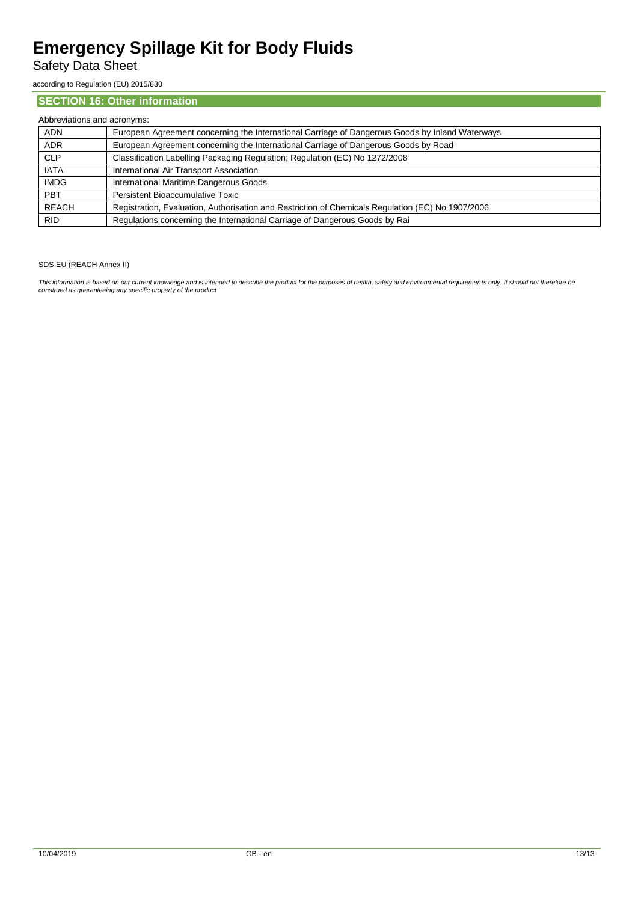## SECTION 16: Other information

Abbreviations and acronyms:

| | |
|---|---|
| ADN | European Agreement concerning the International Carriage of Dangerous Goods by Inland Waterways |
| ADR | European Agreement concerning the International Carriage of Dangerous Goods by Road |
| CLP | Classification Labelling Packaging Regulation; Regulation (EC) No 1272/2008 |
| IATA | International Air Transport Association |
| IMDG | International Maritime Dangerous Goods |
| PBT | Persistent Bioaccumulative Toxic |
| REACH | Registration, Evaluation, Authorisation and Restriction of Chemicals Regulation (EC) No 1907/2006 |
| RID | Regulations concerning the International Carriage of Dangerous Goods by Rai |

SDS EU (REACH Annex II)

*This information is based on our current knowledge and is intended to describe the product for the purposes of health, safety and environmental requirements only. It should not therefore be construed as guaranteeing any specific property of the product*